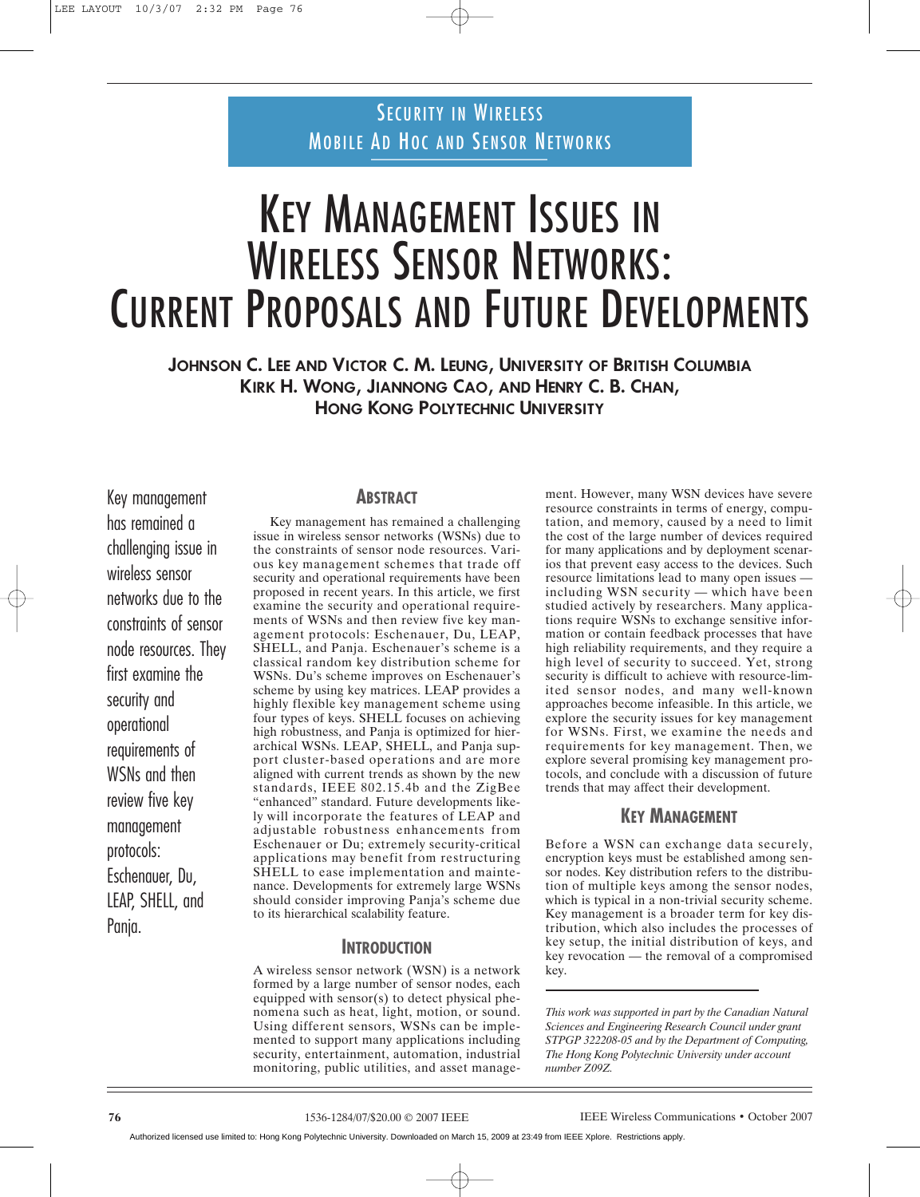Security in Wireless Mobile Ad Hoc and Sensor Networks

# Key Management Issues in Wireless Sensor Networks: Current Proposals and Future Developments

**Johnson C. Lee and Victor C. M. Leung, University of British Columbia**
**Kirk H. Wong, Jiannong Cao, and Henry C. B. Chan, Hong Kong Polytechnic University**

Key management has remained a challenging issue in wireless sensor networks due to the constraints of sensor node resources. They first examine the security and operational requirements of WSNs and then review five key management protocols: Eschenauer, Du, LEAP, SHELL, and Panja.

## Abstract

Key management has remained a challenging issue in wireless sensor networks (WSNs) due to the constraints of sensor node resources. Various key management schemes that trade off security and operational requirements have been proposed in recent years. In this article, we first examine the security and operational requirements of WSNs and then review five key management protocols: Eschenauer, Du, LEAP, SHELL, and Panja. Eschenauer's scheme is a classical random key distribution scheme for WSNs. Du's scheme improves on Eschenauer's scheme by using key matrices. LEAP provides a highly flexible key management scheme using four types of keys. SHELL focuses on achieving high robustness, and Panja is optimized for hierarchical WSNs. LEAP, SHELL, and Panja support cluster-based operations and are more aligned with current trends as shown by the new standards, IEEE 802.15.4b and the ZigBee "enhanced" standard. Future developments likely will incorporate the features of LEAP and adjustable robustness enhancements from Eschenauer or Du; extremely security-critical applications may benefit from restructuring SHELL to ease implementation and maintenance. Developments for extremely large WSNs should consider improving Panja's scheme due to its hierarchical scalability feature.

## Introduction

A wireless sensor network (WSN) is a network formed by a large number of sensor nodes, each equipped with sensor(s) to detect physical phenomena such as heat, light, motion, or sound. Using different sensors, WSNs can be implemented to support many applications including security, entertainment, automation, industrial monitoring, public utilities, and asset management. However, many WSN devices have severe resource constraints in terms of energy, computation, and memory, caused by a need to limit the cost of the large number of devices required for many applications and by deployment scenarios that prevent easy access to the devices. Such resource limitations lead to many open issues — including WSN security — which have been studied actively by researchers. Many applications require WSNs to exchange sensitive information or contain feedback processes that have high reliability requirements, and they require a high level of security to succeed. Yet, strong security is difficult to achieve with resource-limited sensor nodes, and many well-known approaches become infeasible. In this article, we explore the security issues for key management for WSNs. First, we examine the needs and requirements for key management. Then, we explore several promising key management protocols, and conclude with a discussion of future trends that may affect their development.

## Key Management

Before a WSN can exchange data securely, encryption keys must be established among sensor nodes. Key distribution refers to the distribution of multiple keys among the sensor nodes, which is typical in a non-trivial security scheme. Key management is a broader term for key distribution, which also includes the processes of key setup, the initial distribution of keys, and key revocation — the removal of a compromised key.

*This work was supported in part by the Canadian Natural Sciences and Engineering Research Council under grant STPGP 322208-05 and by the Department of Computing, The Hong Kong Polytechnic University under account number Z09Z.*

1536-1284/07/$20.00 © 2007 IEEE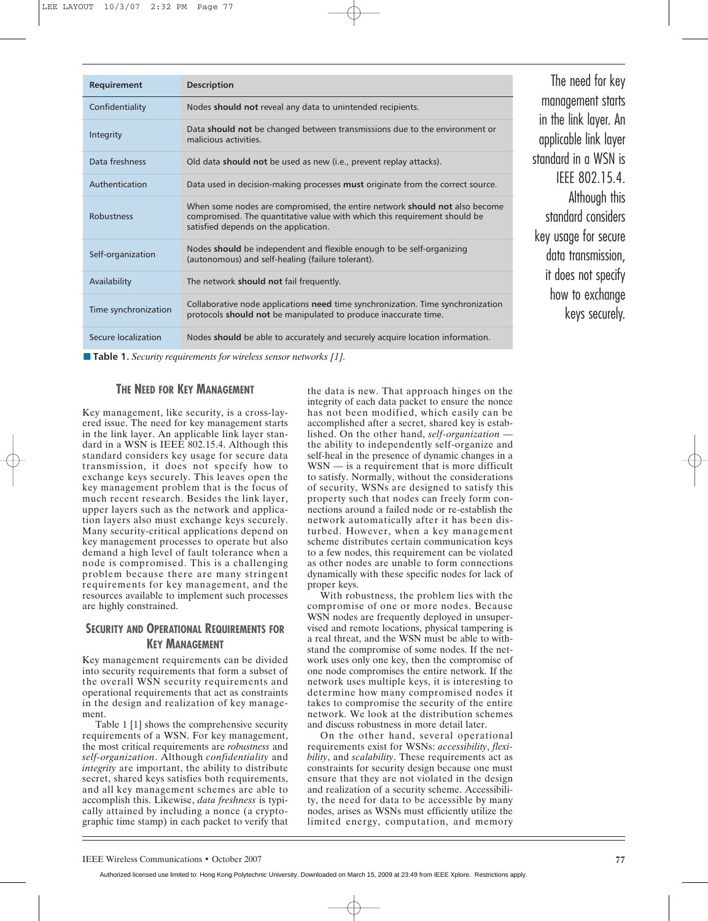| Requirement | Description |
|---|---|
| Confidentiality | Nodes **should not** reveal any data to unintended recipients. |
| Integrity | Data **should not** be changed between transmissions due to the environment or malicious activities. |
| Data freshness | Old data **should not** be used as new (i.e., prevent replay attacks). |
| Authentication | Data used in decision-making processes **must** originate from the correct source. |
| Robustness | When some nodes are compromised, the entire network **should not** also become compromised. The quantitative value with which this requirement should be satisfied depends on the application. |
| Self-organization | Nodes **should** be independent and flexible enough to be self-organizing (autonomous) and self-healing (failure tolerant). |
| Availability | The network **should not** fail frequently. |
| Time synchronization | Collaborative node applications **need** time synchronization. Time synchronization protocols **should not** be manipulated to produce inaccurate time. |
| Secure localization | Nodes **should** be able to accurately and securely acquire location information. |

**Table 1.** *Security requirements for wireless sensor networks [1].*

The need for key management starts in the link layer. An applicable link layer standard in a WSN is IEEE 802.15.4. Although this standard considers key usage for secure data transmission, it does not specify how to exchange keys securely.

## The Need for Key Management

Key management, like security, is a cross-layered issue. The need for key management starts in the link layer. An applicable link layer standard in a WSN is IEEE 802.15.4. Although this standard considers key usage for secure data transmission, it does not specify how to exchange keys securely. This leaves open the key management problem that is the focus of much recent research. Besides the link layer, upper layers such as the network and application layers also must exchange keys securely. Many security-critical applications depend on key management processes to operate but also demand a high level of fault tolerance when a node is compromised. This is a challenging problem because there are many stringent requirements for key management, and the resources available to implement such processes are highly constrained.

## Security and Operational Requirements for Key Management

Key management requirements can be divided into security requirements that form a subset of the overall WSN security requirements and operational requirements that act as constraints in the design and realization of key management.

Table 1 [1] shows the comprehensive security requirements of a WSN. For key management, the most critical requirements are *robustness* and *self-organization*. Although *confidentiality* and *integrity* are important, the ability to distribute secret, shared keys satisfies both requirements, and all key management schemes are able to accomplish this. Likewise, *data freshness* is typically attained by including a nonce (a cryptographic time stamp) in each packet to verify that the data is new. That approach hinges on the integrity of each data packet to ensure the nonce has not been modified, which easily can be accomplished after a secret, shared key is established. On the other hand, *self-organization* — the ability to independently self-organize and self-heal in the presence of dynamic changes in a WSN — is a requirement that is more difficult to satisfy. Normally, without the considerations of security, WSNs are designed to satisfy this property such that nodes can freely form connections around a failed node or re-establish the network automatically after it has been disturbed. However, when a key management scheme distributes certain communication keys to a few nodes, this requirement can be violated as other nodes are unable to form connections dynamically with these specific nodes for lack of proper keys.

With robustness, the problem lies with the compromise of one or more nodes. Because WSN nodes are frequently deployed in unsupervised and remote locations, physical tampering is a real threat, and the WSN must be able to withstand the compromise of some nodes. If the network uses only one key, then the compromise of one node compromises the entire network. If the network uses multiple keys, it is interesting to determine how many compromised nodes it takes to compromise the security of the entire network. We look at the distribution schemes and discuss robustness in more detail later.

On the other hand, several operational requirements exist for WSNs: *accessibility*, *flexibility*, and *scalability*. These requirements act as constraints for security design because one must ensure that they are not violated in the design and realization of a security scheme. Accessibility, the need for data to be accessible by many nodes, arises as WSNs must efficiently utilize the limited energy, computation, and memory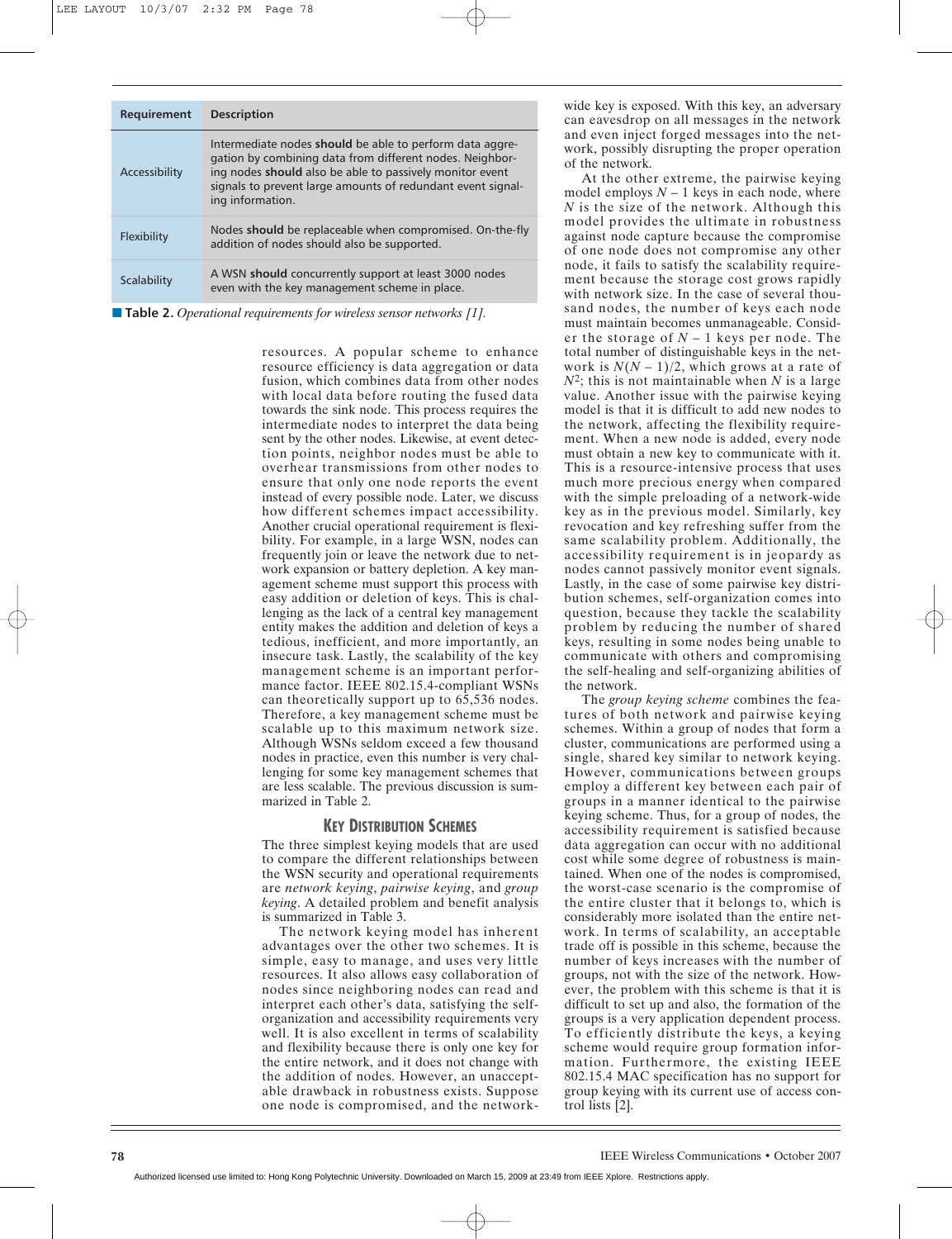| Requirement | Description |
|---|---|
| Accessibility | Intermediate nodes **should** be able to perform data aggregation by combining data from different nodes. Neighboring nodes **should** also be able to passively monitor event signals to prevent large amounts of redundant event signaling information. |
| Flexibility | Nodes **should** be replaceable when compromised. On-the-fly addition of nodes should also be supported. |
| Scalability | A WSN **should** concurrently support at least 3000 nodes even with the key management scheme in place. |

**Table 2.** *Operational requirements for wireless sensor networks [1].*

resources. A popular scheme to enhance resource efficiency is data aggregation or data fusion, which combines data from other nodes with local data before routing the fused data towards the sink node. This process requires the intermediate nodes to interpret the data being sent by the other nodes. Likewise, at event detection points, neighbor nodes must be able to overhear transmissions from other nodes to ensure that only one node reports the event instead of every possible node. Later, we discuss how different schemes impact accessibility. Another crucial operational requirement is flexibility. For example, in a large WSN, nodes can frequently join or leave the network due to network expansion or battery depletion. A key management scheme must support this process with easy addition or deletion of keys. This is challenging as the lack of a central key management entity makes the addition and deletion of keys a tedious, inefficient, and more importantly, an insecure task. Lastly, the scalability of the key management scheme is an important performance factor. IEEE 802.15.4-compliant WSNs can theoretically support up to 65,536 nodes. Therefore, a key management scheme must be scalable up to this maximum network size. Although WSNs seldom exceed a few thousand nodes in practice, even this number is very challenging for some key management schemes that are less scalable. The previous discussion is summarized in Table 2.

## Key Distribution Schemes

The three simplest keying models that are used to compare the different relationships between the WSN security and operational requirements are *network keying*, *pairwise keying*, and *group keying*. A detailed problem and benefit analysis is summarized in Table 3.

The network keying model has inherent advantages over the other two schemes. It is simple, easy to manage, and uses very little resources. It also allows easy collaboration of nodes since neighboring nodes can read and interpret each other's data, satisfying the self-organization and accessibility requirements very well. It is also excellent in terms of scalability and flexibility because there is only one key for the entire network, and it does not change with the addition of nodes. However, an unacceptable drawback in robustness exists. Suppose one node is compromised, and the network-wide key is exposed. With this key, an adversary can eavesdrop on all messages in the network and even inject forged messages into the network, possibly disrupting the proper operation of the network.

At the other extreme, the pairwise keying model employs $N - 1$ keys in each node, where $N$ is the size of the network. Although this model provides the ultimate in robustness against node capture because the compromise of one node does not compromise any other node, it fails to satisfy the scalability requirement because the storage cost grows rapidly with network size. In the case of several thousand nodes, the number of keys each node must maintain becomes unmanageable. Consider the storage of $N - 1$ keys per node. The total number of distinguishable keys in the network is $N(N - 1)/2$, which grows at a rate of $N^2$; this is not maintainable when $N$ is a large value. Another issue with the pairwise keying model is that it is difficult to add new nodes to the network, affecting the flexibility requirement. When a new node is added, every node must obtain a new key to communicate with it. This is a resource-intensive process that uses much more precious energy when compared with the simple preloading of a network-wide key as in the previous model. Similarly, key revocation and key refreshing suffer from the same scalability problem. Additionally, the accessibility requirement is in jeopardy as nodes cannot passively monitor event signals. Lastly, in the case of some pairwise key distribution schemes, self-organization comes into question, because they tackle the scalability problem by reducing the number of shared keys, resulting in some nodes being unable to communicate with others and compromising the self-healing and self-organizing abilities of the network.

The *group keying scheme* combines the features of both network and pairwise keying schemes. Within a group of nodes that form a cluster, communications are performed using a single, shared key similar to network keying. However, communications between groups employ a different key between each pair of groups in a manner identical to the pairwise keying scheme. Thus, for a group of nodes, the accessibility requirement is satisfied because data aggregation can occur with no additional cost while some degree of robustness is maintained. When one of the nodes is compromised, the worst-case scenario is the compromise of the entire cluster that it belongs to, which is considerably more isolated than the entire network. In terms of scalability, an acceptable trade off is possible in this scheme, because the number of keys increases with the number of groups, not with the size of the network. However, the problem with this scheme is that it is difficult to set up and also, the formation of the groups is a very application dependent process. To efficiently distribute the keys, a keying scheme would require group formation information. Furthermore, the existing IEEE 802.15.4 MAC specification has no support for group keying with its current use of access control lists [2].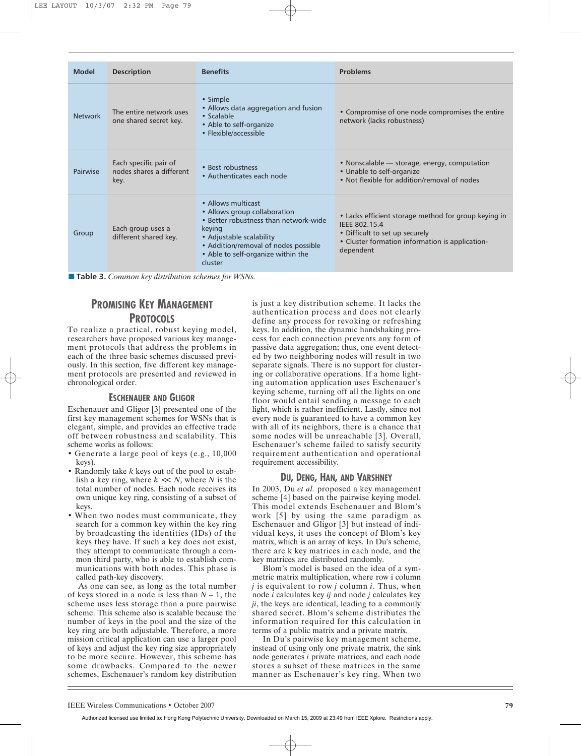| Model | Description | Benefits | Problems |
|---|---|---|---|
| Network | The entire network uses one shared secret key. | • Simple<br>• Allows data aggregation and fusion<br>• Scalable<br>• Able to self-organize<br>• Flexible/accessible | • Compromise of one node compromises the entire network (lacks robustness) |
| Pairwise | Each specific pair of nodes shares a different key. | • Best robustness<br>• Authenticates each node | • Nonscalable — storage, energy, computation<br>• Unable to self-organize<br>• Not flexible for addition/removal of nodes |
| Group | Each group uses a different shared key. | • Allows multicast<br>• Allows group collaboration<br>• Better robustness than network-wide keying<br>• Adjustable scalability<br>• Addition/removal of nodes possible<br>• Able to self-organize within the cluster | • Lacks efficient storage method for group keying in IEEE 802.15.4<br>• Difficult to set up securely<br>• Cluster formation information is application-dependent |

**Table 3.** *Common key distribution schemes for WSNs.*

## Promising Key Management Protocols

To realize a practical, robust keying model, researchers have proposed various key management protocols that address the problems in each of the three basic schemes discussed previously. In this section, five different key management protocols are presented and reviewed in chronological order.

### Eschenauer and Gligor

Eschenauer and Gligor [3] presented one of the first key management schemes for WSNs that is elegant, simple, and provides an effective trade off between robustness and scalability. This scheme works as follows:

- Generate a large pool of keys (e.g., 10,000 keys).
- Randomly take $k$ keys out of the pool to establish a key ring, where $k \ll N$, where $N$ is the total number of nodes. Each node receives its own unique key ring, consisting of a subset of keys.
- When two nodes must communicate, they search for a common key within the key ring by broadcasting the identities (IDs) of the keys they have. If such a key does not exist, they attempt to communicate through a common third party, who is able to establish communications with both nodes. This phase is called path-key discovery.

As one can see, as long as the total number of keys stored in a node is less than $N - 1$, the scheme uses less storage than a pure pairwise scheme. This scheme also is scalable because the number of keys in the pool and the size of the key ring are both adjustable. Therefore, a more mission critical application can use a larger pool of keys and adjust the key ring size appropriately to be more secure. However, this scheme has some drawbacks. Compared to the newer schemes, Eschenauer's random key distribution is just a key distribution scheme. It lacks the authentication process and does not clearly define any process for revoking or refreshing keys. In addition, the dynamic handshaking process for each connection prevents any form of passive data aggregation; thus, one event detected by two neighboring nodes will result in two separate signals. There is no support for clustering or collaborative operations. If a home lighting automation application uses Eschenauer's keying scheme, turning off all the lights on one floor would entail sending a message to each light, which is rather inefficient. Lastly, since not every node is guaranteed to have a common key with all of its neighbors, there is a chance that some nodes will be unreachable [3]. Overall, Eschenauer's scheme failed to satisfy security requirement authentication and operational requirement accessibility.

### Du, Deng, Han, and Varshney

In 2003, Du *et al.* proposed a key management scheme [4] based on the pairwise keying model. This model extends Eschenauer and Blom's work [5] by using the same paradigm as Eschenauer and Gligor [3] but instead of individual keys, it uses the concept of Blom's key matrix, which is an array of keys. In Du's scheme, there are k key matrices in each node, and the key matrices are distributed randomly.

Blom's model is based on the idea of a symmetric matrix multiplication, where row i column $j$ is equivalent to row $j$ column $i$. Thus, when node $i$ calculates key $ij$ and node $j$ calculates key $ji$, the keys are identical, leading to a commonly shared secret. Blom's scheme distributes the information required for this calculation in terms of a public matrix and a private matrix.

In Du's pairwise key management scheme, instead of using only one private matrix, the sink node generates $i$ private matrices, and each node stores a subset of these matrices in the same manner as Eschenauer's key ring. When two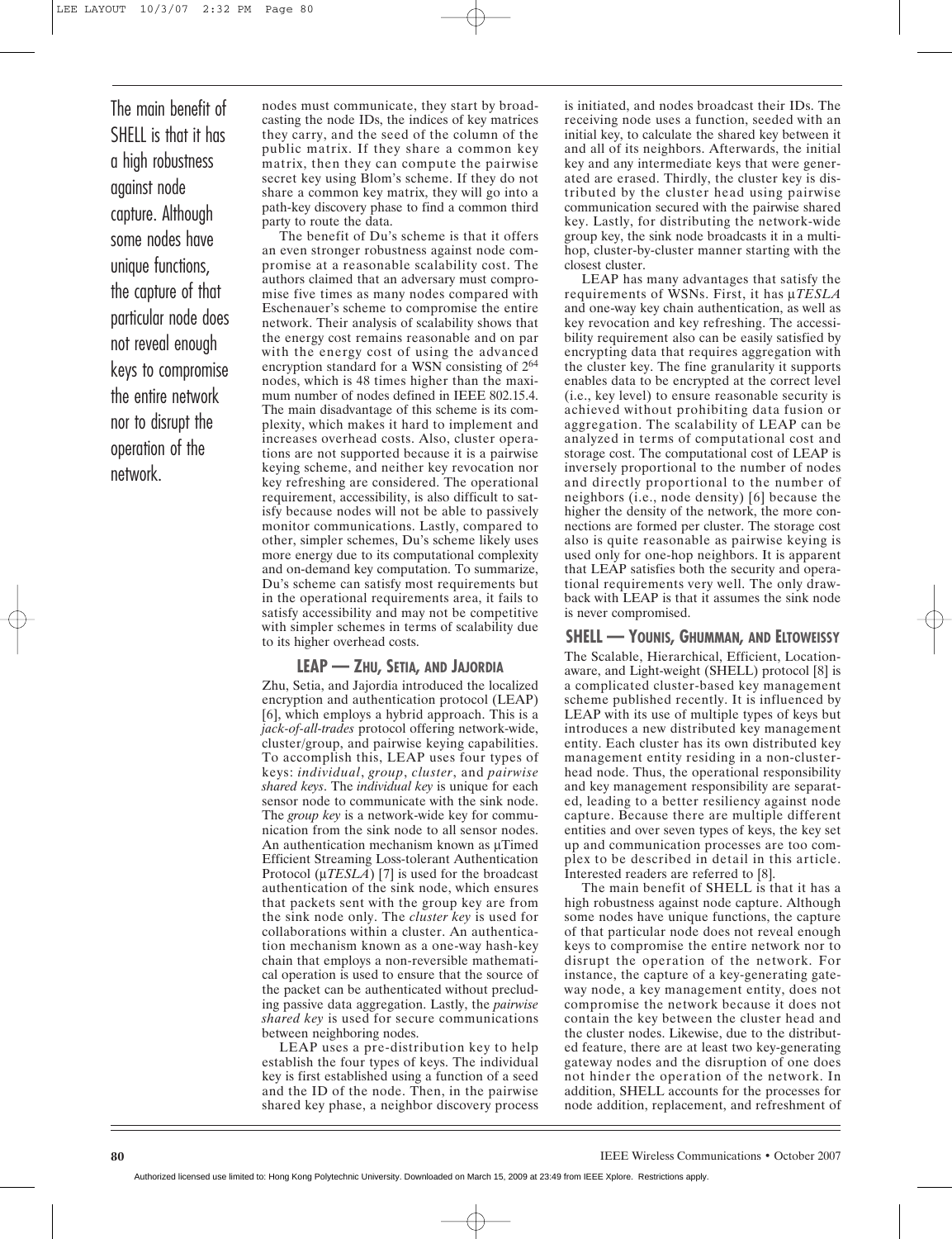nodes must communicate, they start by broadcasting the node IDs, the indices of key matrices they carry, and the seed of the column of the public matrix. If they share a common key matrix, then they can compute the pairwise secret key using Blom's scheme. If they do not share a common key matrix, they will go into a path-key discovery phase to find a common third party to route the data.

The benefit of Du's scheme is that it offers an even stronger robustness against node compromise at a reasonable scalability cost. The authors claimed that an adversary must compromise five times as many nodes compared with Eschenauer's scheme to compromise the entire network. Their analysis of scalability shows that the energy cost remains reasonable and on par with the energy cost of using the advanced encryption standard for a WSN consisting of $2^{64}$ nodes, which is 48 times higher than the maximum number of nodes defined in IEEE 802.15.4. The main disadvantage of this scheme is its complexity, which makes it hard to implement and increases overhead costs. Also, cluster operations are not supported because it is a pairwise keying scheme, and neither key revocation nor key refreshing are considered. The operational requirement, accessibility, is also difficult to satisfy because nodes will not be able to passively monitor communications. Lastly, compared to other, simpler schemes, Du's scheme likely uses more energy due to its computational complexity and on-demand key computation. To summarize, Du's scheme can satisfy most requirements but in the operational requirements area, it fails to satisfy accessibility and may not be competitive with simpler schemes in terms of scalability due to its higher overhead costs.

### LEAP — Zhu, Setia, and Jajordia

Zhu, Setia, and Jajordia introduced the localized encryption and authentication protocol (LEAP) [6], which employs a hybrid approach. This is a *jack-of-all-trades* protocol offering network-wide, cluster/group, and pairwise keying capabilities. To accomplish this, LEAP uses four types of keys: *individual*, *group*, *cluster*, and *pairwise shared keys*. The *individual key* is unique for each sensor node to communicate with the sink node. The *group key* is a network-wide key for communication from the sink node to all sensor nodes. An authentication mechanism known as μTimed Efficient Streaming Loss-tolerant Authentication Protocol (μ*TESLA*) [7] is used for the broadcast authentication of the sink node, which ensures that packets sent with the group key are from the sink node only. The *cluster key* is used for collaborations within a cluster. An authentication mechanism known as a one-way hash-key chain that employs a non-reversible mathematical operation is used to ensure that the source of the packet can be authenticated without precluding passive data aggregation. Lastly, the *pairwise shared key* is used for secure communications between neighboring nodes.

LEAP uses a pre-distribution key to help establish the four types of keys. The individual key is first established using a function of a seed and the ID of the node. Then, in the pairwise shared key phase, a neighbor discovery process is initiated, and nodes broadcast their IDs. The receiving node uses a function, seeded with an initial key, to calculate the shared key between it and all of its neighbors. Afterwards, the initial key and any intermediate keys that were generated are erased. Thirdly, the cluster key is distributed by the cluster head using pairwise communication secured with the pairwise shared key. Lastly, for distributing the network-wide group key, the sink node broadcasts it in a multihop, cluster-by-cluster manner starting with the closest cluster.

LEAP has many advantages that satisfy the requirements of WSNs. First, it has μ*TESLA* and one-way key chain authentication, as well as key revocation and key refreshing. The accessibility requirement also can be easily satisfied by encrypting data that requires aggregation with the cluster key. The fine granularity it supports enables data to be encrypted at the correct level (i.e., key level) to ensure reasonable security is achieved without prohibiting data fusion or aggregation. The scalability of LEAP can be analyzed in terms of computational cost and storage cost. The computational cost of LEAP is inversely proportional to the number of nodes and directly proportional to the number of neighbors (i.e., node density) [6] because the higher the density of the network, the more connections are formed per cluster. The storage cost also is quite reasonable as pairwise keying is used only for one-hop neighbors. It is apparent that LEAP satisfies both the security and operational requirements very well. The only drawback with LEAP is that it assumes the sink node is never compromised.

### SHELL — Younis, Ghumman, and Eltoweissy

The Scalable, Hierarchical, Efficient, Location-aware, and Light-weight (SHELL) protocol [8] is a complicated cluster-based key management scheme published recently. It is influenced by LEAP with its use of multiple types of keys but introduces a new distributed key management entity. Each cluster has its own distributed key management entity residing in a non-cluster-head node. Thus, the operational responsibility and key management responsibility are separated, leading to a better resiliency against node capture. Because there are multiple different entities and over seven types of keys, the key set up and communication processes are too complex to be described in detail in this article. Interested readers are referred to [8].

The main benefit of SHELL is that it has a high robustness against node capture. Although some nodes have unique functions, the capture of that particular node does not reveal enough keys to compromise the entire network nor to disrupt the operation of the network. For instance, the capture of a key-generating gateway node, a key management entity, does not compromise the network because it does not contain the key between the cluster head and the cluster nodes. Likewise, due to the distributed feature, there are at least two key-generating gateway nodes and the disruption of one does not hinder the operation of the network. In addition, SHELL accounts for the processes for node addition, replacement, and refreshment of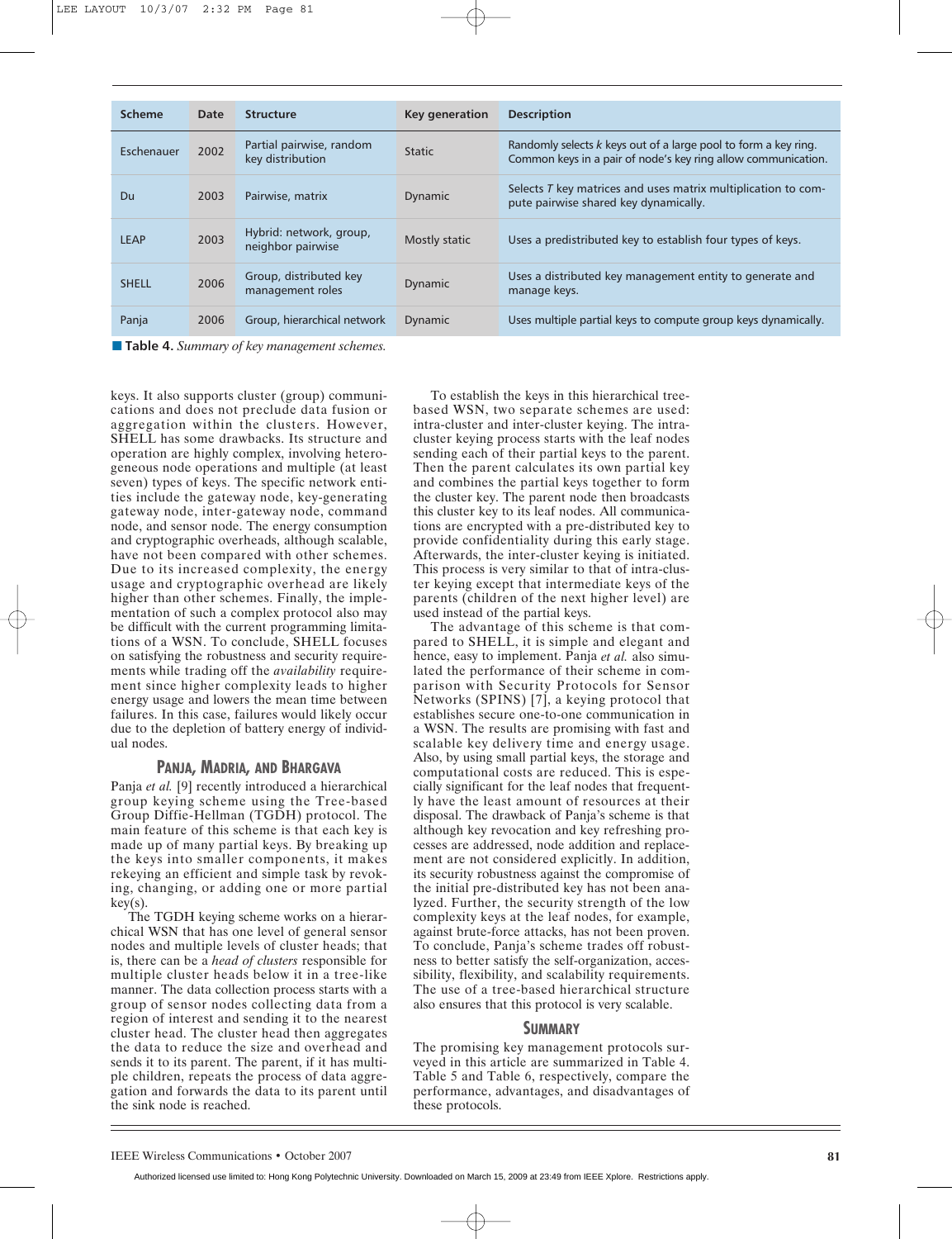| Scheme | Date | Structure | Key generation | Description |
|---|---|---|---|---|
| Eschenauer | 2002 | Partial pairwise, random key distribution | Static | Randomly selects $k$ keys out of a large pool to form a key ring. Common keys in a pair of node's key ring allow communication. |
| Du | 2003 | Pairwise, matrix | Dynamic | Selects $T$ key matrices and uses matrix multiplication to compute pairwise shared key dynamically. |
| LEAP | 2003 | Hybrid: network, group, neighbor pairwise | Mostly static | Uses a predistributed key to establish four types of keys. |
| SHELL | 2006 | Group, distributed key management roles | Dynamic | Uses a distributed key management entity to generate and manage keys. |
| Panja | 2006 | Group, hierarchical network | Dynamic | Uses multiple partial keys to compute group keys dynamically. |

**Table 4.** *Summary of key management schemes.*

keys. It also supports cluster (group) communications and does not preclude data fusion or aggregation within the clusters. However, SHELL has some drawbacks. Its structure and operation are highly complex, involving heterogeneous node operations and multiple (at least seven) types of keys. The specific network entities include the gateway node, key-generating gateway node, inter-gateway node, command node, and sensor node. The energy consumption and cryptographic overheads, although scalable, have not been compared with other schemes. Due to its increased complexity, the energy usage and cryptographic overhead are likely higher than other schemes. Finally, the implementation of such a complex protocol also may be difficult with the current programming limitations of a WSN. To conclude, SHELL focuses on satisfying the robustness and security requirements while trading off the *availability* requirement since higher complexity leads to higher energy usage and lowers the mean time between failures. In this case, failures would likely occur due to the depletion of battery energy of individual nodes.

## Panja, Madria, and Bhargava

Panja *et al.* [9] recently introduced a hierarchical group keying scheme using the Tree-based Group Diffie-Hellman (TGDH) protocol. The main feature of this scheme is that each key is made up of many partial keys. By breaking up the keys into smaller components, it makes rekeying an efficient and simple task by revoking, changing, or adding one or more partial key(s).

The TGDH keying scheme works on a hierarchical WSN that has one level of general sensor nodes and multiple levels of cluster heads; that is, there can be a *head of clusters* responsible for multiple cluster heads below it in a tree-like manner. The data collection process starts with a group of sensor nodes collecting data from a region of interest and sending it to the nearest cluster head. The cluster head then aggregates the data to reduce the size and overhead and sends it to its parent. The parent, if it has multiple children, repeats the process of data aggregation and forwards the data to its parent until the sink node is reached.

To establish the keys in this hierarchical tree-based WSN, two separate schemes are used: intra-cluster and inter-cluster keying. The intra-cluster keying process starts with the leaf nodes sending each of their partial keys to the parent. Then the parent calculates its own partial key and combines the partial keys together to form the cluster key. The parent node then broadcasts this cluster key to its leaf nodes. All communications are encrypted with a pre-distributed key to provide confidentiality during this early stage. Afterwards, the inter-cluster keying is initiated. This process is very similar to that of intra-cluster keying except that intermediate keys of the parents (children of the next higher level) are used instead of the partial keys.

The advantage of this scheme is that compared to SHELL, it is simple and elegant and hence, easy to implement. Panja *et al.* also simulated the performance of their scheme in comparison with Security Protocols for Sensor Networks (SPINS) [7], a keying protocol that establishes secure one-to-one communication in a WSN. The results are promising with fast and scalable key delivery time and energy usage. Also, by using small partial keys, the storage and computational costs are reduced. This is especially significant for the leaf nodes that frequently have the least amount of resources at their disposal. The drawback of Panja's scheme is that although key revocation and key refreshing processes are addressed, node addition and replacement are not considered explicitly. In addition, its security robustness against the compromise of the initial pre-distributed key has not been analyzed. Further, the security strength of the low complexity keys at the leaf nodes, for example, against brute-force attacks, has not been proven. To conclude, Panja's scheme trades off robustness to better satisfy the self-organization, accessibility, flexibility, and scalability requirements. The use of a tree-based hierarchical structure also ensures that this protocol is very scalable.

## Summary

The promising key management protocols surveyed in this article are summarized in Table 4. Table 5 and Table 6, respectively, compare the performance, advantages, and disadvantages of these protocols.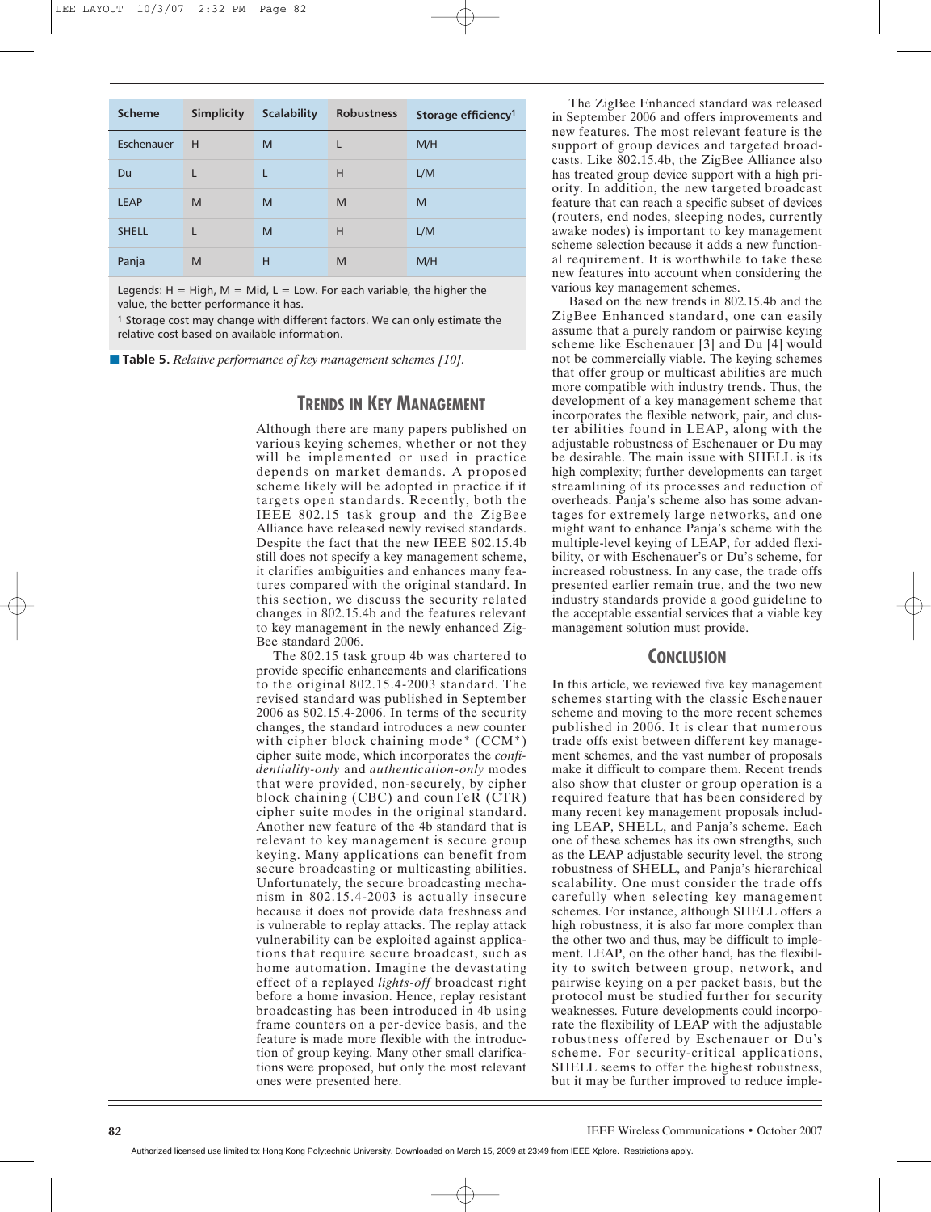| Scheme | Simplicity | Scalability | Robustness | Storage efficiency[1] |
|---|---|---|---|---|
| Eschenauer | H | M | L | M/H |
| Du | L | L | H | L/M |
| LEAP | M | M | M | M |
| SHELL | L | M | H | L/M |
| Panja | M | H | M | M/H |

Legends: H = High, M = Mid, L = Low. For each variable, the higher the value, the better performance it has.

[1] Storage cost may change with different factors. We can only estimate the relative cost based on available information.

**Table 5.** *Relative performance of key management schemes [10].*

## Trends in Key Management

Although there are many papers published on various keying schemes, whether or not they will be implemented or used in practice depends on market demands. A proposed scheme likely will be adopted in practice if it targets open standards. Recently, both the IEEE 802.15 task group and the ZigBee Alliance have released newly revised standards. Despite the fact that the new IEEE 802.15.4b still does not specify a key management scheme, it clarifies ambiguities and enhances many features compared with the original standard. In this section, we discuss the security related changes in 802.15.4b and the features relevant to key management in the newly enhanced ZigBee standard 2006.

The 802.15 task group 4b was chartered to provide specific enhancements and clarifications to the original 802.15.4-2003 standard. The revised standard was published in September 2006 as 802.15.4-2006. In terms of the security changes, the standard introduces a new counter with cipher block chaining mode* (CCM*) cipher suite mode, which incorporates the *confidentiality-only* and *authentication-only* modes that were provided, non-securely, by cipher block chaining (CBC) and counTeR (CTR) cipher suite modes in the original standard. Another new feature of the 4b standard that is relevant to key management is secure group keying. Many applications can benefit from secure broadcasting or multicasting abilities. Unfortunately, the secure broadcasting mechanism in 802.15.4-2003 is actually insecure because it does not provide data freshness and is vulnerable to replay attacks. The replay attack vulnerability can be exploited against applications that require secure broadcast, such as home automation. Imagine the devastating effect of a replayed *lights-off* broadcast right before a home invasion. Hence, replay resistant broadcasting has been introduced in 4b using frame counters on a per-device basis, and the feature is made more flexible with the introduction of group keying. Many other small clarifications were proposed, but only the most relevant ones were presented here.

The ZigBee Enhanced standard was released in September 2006 and offers improvements and new features. The most relevant feature is the support of group devices and targeted broadcasts. Like 802.15.4b, the ZigBee Alliance also has treated group device support with a high priority. In addition, the new targeted broadcast feature that can reach a specific subset of devices (routers, end nodes, sleeping nodes, currently awake nodes) is important to key management scheme selection because it adds a new functional requirement. It is worthwhile to take these new features into account when considering the various key management schemes.

Based on the new trends in 802.15.4b and the ZigBee Enhanced standard, one can easily assume that a purely random or pairwise keying scheme like Eschenauer [3] and Du [4] would not be commercially viable. The keying schemes that offer group or multicast abilities are much more compatible with industry trends. Thus, the development of a key management scheme that incorporates the flexible network, pair, and cluster abilities found in LEAP, along with the adjustable robustness of Eschenauer or Du may be desirable. The main issue with SHELL is its high complexity; further developments can target streamlining of its processes and reduction of overheads. Panja's scheme also has some advantages for extremely large networks, and one might want to enhance Panja's scheme with the multiple-level keying of LEAP, for added flexibility, or with Eschenauer's or Du's scheme, for increased robustness. In any case, the trade offs presented earlier remain true, and the two new industry standards provide a good guideline to the acceptable essential services that a viable key management solution must provide.

## Conclusion

In this article, we reviewed five key management schemes starting with the classic Eschenauer scheme and moving to the more recent schemes published in 2006. It is clear that numerous trade offs exist between different key management schemes, and the vast number of proposals make it difficult to compare them. Recent trends also show that cluster or group operation is a required feature that has been considered by many recent key management proposals including LEAP, SHELL, and Panja's scheme. Each one of these schemes has its own strengths, such as the LEAP adjustable security level, the strong robustness of SHELL, and Panja's hierarchical scalability. One must consider the trade offs carefully when selecting key management schemes. For instance, although SHELL offers a high robustness, it is also far more complex than the other two and thus, may be difficult to implement. LEAP, on the other hand, has the flexibility to switch between group, network, and pairwise keying on a per packet basis, but the protocol must be studied further for security weaknesses. Future developments could incorporate the flexibility of LEAP with the adjustable robustness offered by Eschenauer or Du's scheme. For security-critical applications, SHELL seems to offer the highest robustness, but it may be further improved to reduce imple-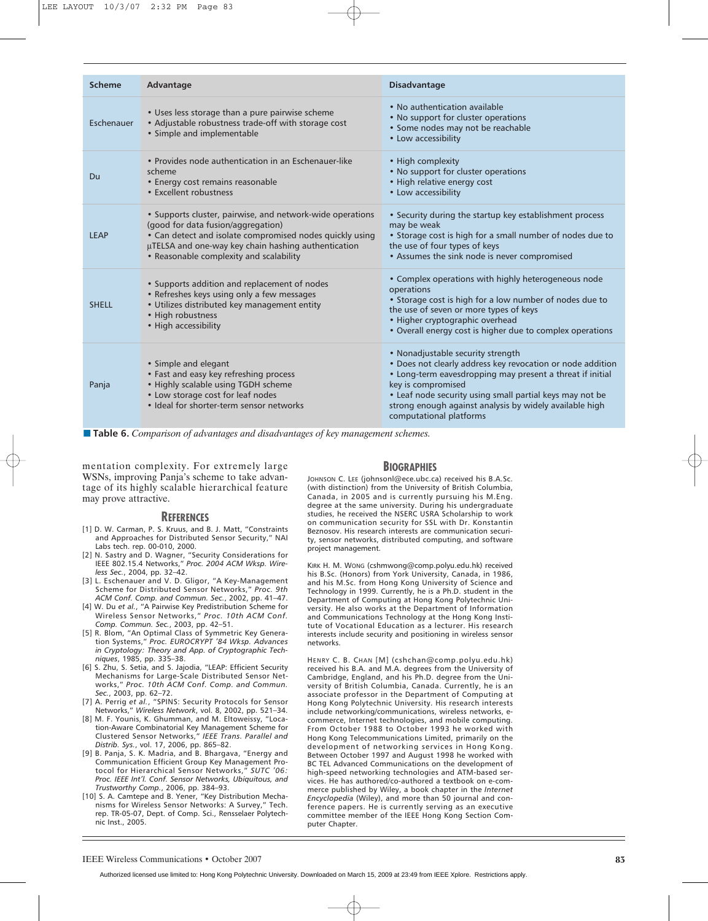| Scheme | Advantage | Disadvantage |
|---|---|---|
| Eschenauer | • Uses less storage than a pure pairwise scheme<br>• Adjustable robustness trade-off with storage cost<br>• Simple and implementable | • No authentication available<br>• No support for cluster operations<br>• Some nodes may not be reachable<br>• Low accessibility |
| Du | • Provides node authentication in an Eschenauer-like scheme<br>• Energy cost remains reasonable<br>• Excellent robustness | • High complexity<br>• No support for cluster operations<br>• High relative energy cost<br>• Low accessibility |
| LEAP | • Supports cluster, pairwise, and network-wide operations (good for data fusion/aggregation)<br>• Can detect and isolate compromised nodes quickly using μTELSA and one-way key chain hashing authentication<br>• Reasonable complexity and scalability | • Security during the startup key establishment process may be weak<br>• Storage cost is high for a small number of nodes due to the use of four types of keys<br>• Assumes the sink node is never compromised |
| SHELL | • Supports addition and replacement of nodes<br>• Refreshes keys using only a few messages<br>• Utilizes distributed key management entity<br>• High robustness<br>• High accessibility | • Complex operations with highly heterogeneous node operations<br>• Storage cost is high for a low number of nodes due to the use of seven or more types of keys<br>• Higher cryptographic overhead<br>• Overall energy cost is higher due to complex operations |
| Panja | • Simple and elegant<br>• Fast and easy key refreshing process<br>• Highly scalable using TGDH scheme<br>• Low storage cost for leaf nodes<br>• Ideal for shorter-term sensor networks | • Nonadjustable security strength<br>• Does not clearly address key revocation or node addition<br>• Long-term eavesdropping may present a threat if initial key is compromised<br>• Leaf node security using small partial keys may not be strong enough against analysis by widely available high computational platforms |

**Table 6.** *Comparison of advantages and disadvantages of key management schemes.*

mentation complexity. For extremely large WSNs, improving Panja's scheme to take advantage of its highly scalable hierarchical feature may prove attractive.

## References

[1] D. W. Carman, P. S. Kruus, and B. J. Matt, "Constraints and Approaches for Distributed Sensor Security," NAI Labs tech. rep. 00-010, 2000.

[2] N. Sastry and D. Wagner, "Security Considerations for IEEE 802.15.4 Networks," *Proc. 2004 ACM Wksp. Wireless Sec.*, 2004, pp. 32–42.

[3] L. Eschenauer and V. D. Gligor, "A Key-Management Scheme for Distributed Sensor Networks," *Proc. 9th ACM Conf. Comp. and Commun. Sec.*, 2002, pp. 41–47.

[4] W. Du *et al.*, "A Pairwise Key Predistribution Scheme for Wireless Sensor Networks," *Proc. 10th ACM Conf. Comp. Commun. Sec.*, 2003, pp. 42–51.

[5] R. Blom, "An Optimal Class of Symmetric Key Generation Systems," *Proc. EUROCRYPT '84 Wksp. Advances in Cryptology: Theory and App. of Cryptographic Techniques*, 1985, pp. 335–38.

[6] S. Zhu, S. Setia, and S. Jajodia, "LEAP: Efficient Security Mechanisms for Large-Scale Distributed Sensor Networks," *Proc. 10th ACM Conf. Comp. and Commun. Sec.*, 2003, pp. 62–72.

[7] A. Perrig *et al.*, "SPINS: Security Protocols for Sensor Networks," *Wireless Network*, vol. 8, 2002, pp. 521–34.

[8] M. F. Younis, K. Ghumman, and M. Eltoweissy, "Location-Aware Combinatorial Key Management Scheme for Clustered Sensor Networks," *IEEE Trans. Parallel and Distrib. Sys.*, vol. 17, 2006, pp. 865–82.

[9] B. Panja, S. K. Madria, and B. Bhargava, "Energy and Communication Efficient Group Key Management Protocol for Hierarchical Sensor Networks," *SUTC '06: Proc. IEEE Int'l. Conf. Sensor Networks, Ubiquitous, and Trustworthy Comp.*, 2006, pp. 384–93.

[10] S. A. Camtepe and B. Yener, "Key Distribution Mechanisms for Wireless Sensor Networks: A Survey," Tech. rep. TR-05-07, Dept. of Comp. Sci., Rensselaer Polytechnic Inst., 2005.

## Biographies

Johnson C. Lee (johnsonl@ece.ubc.ca) received his B.A.Sc. (with distinction) from the University of British Columbia, Canada, in 2005 and is currently pursuing his M.Eng. degree at the same university. During his undergraduate studies, he received the NSERC USRA Scholarship to work on communication security for SSL with Dr. Konstantin Beznosov. His research interests are communication security, sensor networks, distributed computing, and software project management.

Kirk H. M. Wong (cshmwong@comp.polyu.edu.hk) received his B.Sc. (Honors) from York University, Canada, in 1986, and his M.Sc. from Hong Kong University of Science and Technology in 1999. Currently, he is a Ph.D. student in the Department of Computing at Hong Kong Polytechnic University. He also works at the Department of Information and Communications Technology at the Hong Kong Institute of Vocational Education as a lecturer. His research interests include security and positioning in wireless sensor networks.

Henry C. B. Chan [M] (cshchan@comp.polyu.edu.hk) received his B.A. and M.A. degrees from the University of Cambridge, England, and his Ph.D. degree from the University of British Columbia, Canada. Currently, he is an associate professor in the Department of Computing at Hong Kong Polytechnic University. His research interests include networking/communications, wireless networks, e-commerce, Internet technologies, and mobile computing. From October 1988 to October 1993 he worked with Hong Kong Telecommunications Limited, primarily on the development of networking services in Hong Kong. Between October 1997 and August 1998 he worked with BC TEL Advanced Communications on the development of high-speed networking technologies and ATM-based services. He has authored/co-authored a textbook on e-commerce published by Wiley, a book chapter in the *Internet Encyclopedia* (Wiley), and more than 50 journal and conference papers. He is currently serving as an executive committee member of the IEEE Hong Kong Section Computer Chapter.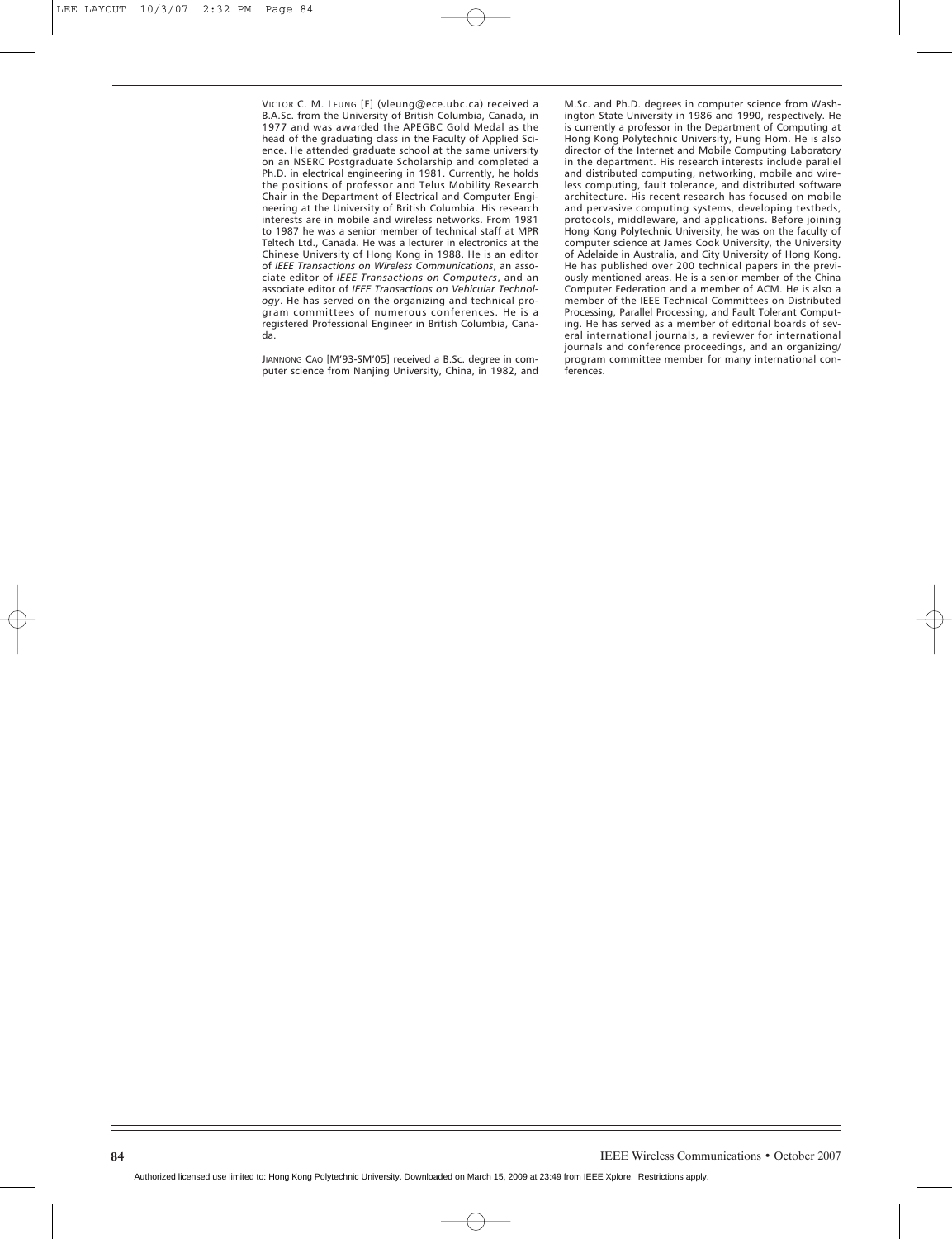VICTOR C. M. LEUNG [F] (vleung@ece.ubc.ca) received a B.A.Sc. from the University of British Columbia, Canada, in 1977 and was awarded the APEGBC Gold Medal as the head of the graduating class in the Faculty of Applied Science. He attended graduate school at the same university on an NSERC Postgraduate Scholarship and completed a Ph.D. in electrical engineering in 1981. Currently, he holds the positions of professor and Telus Mobility Research Chair in the Department of Electrical and Computer Engineering at the University of British Columbia. His research interests are in mobile and wireless networks. From 1981 to 1987 he was a senior member of technical staff at MPR Teltech Ltd., Canada. He was a lecturer in electronics at the Chinese University of Hong Kong in 1988. He is an editor of *IEEE Transactions on Wireless Communications*, an associate editor of *IEEE Transactions on Computers*, and an associate editor of *IEEE Transactions on Vehicular Technology*. He has served on the organizing and technical program committees of numerous conferences. He is a registered Professional Engineer in British Columbia, Canada.

JIANNONG CAO [M'93-SM'05] received a B.Sc. degree in computer science from Nanjing University, China, in 1982, and M.Sc. and Ph.D. degrees in computer science from Washington State University in 1986 and 1990, respectively. He is currently a professor in the Department of Computing at Hong Kong Polytechnic University, Hung Hom. He is also director of the Internet and Mobile Computing Laboratory in the department. His research interests include parallel and distributed computing, networking, mobile and wireless computing, fault tolerance, and distributed software architecture. His recent research has focused on mobile and pervasive computing systems, developing testbeds, protocols, middleware, and applications. Before joining Hong Kong Polytechnic University, he was on the faculty of computer science at James Cook University, the University of Adelaide in Australia, and City University of Hong Kong. He has published over 200 technical papers in the previously mentioned areas. He is a senior member of the China Computer Federation and a member of ACM. He is also a member of the IEEE Technical Committees on Distributed Processing, Parallel Processing, and Fault Tolerant Computing. He has served as a member of editorial boards of several international journals, a reviewer for international journals and conference proceedings, and an organizing/program committee member for many international conferences.